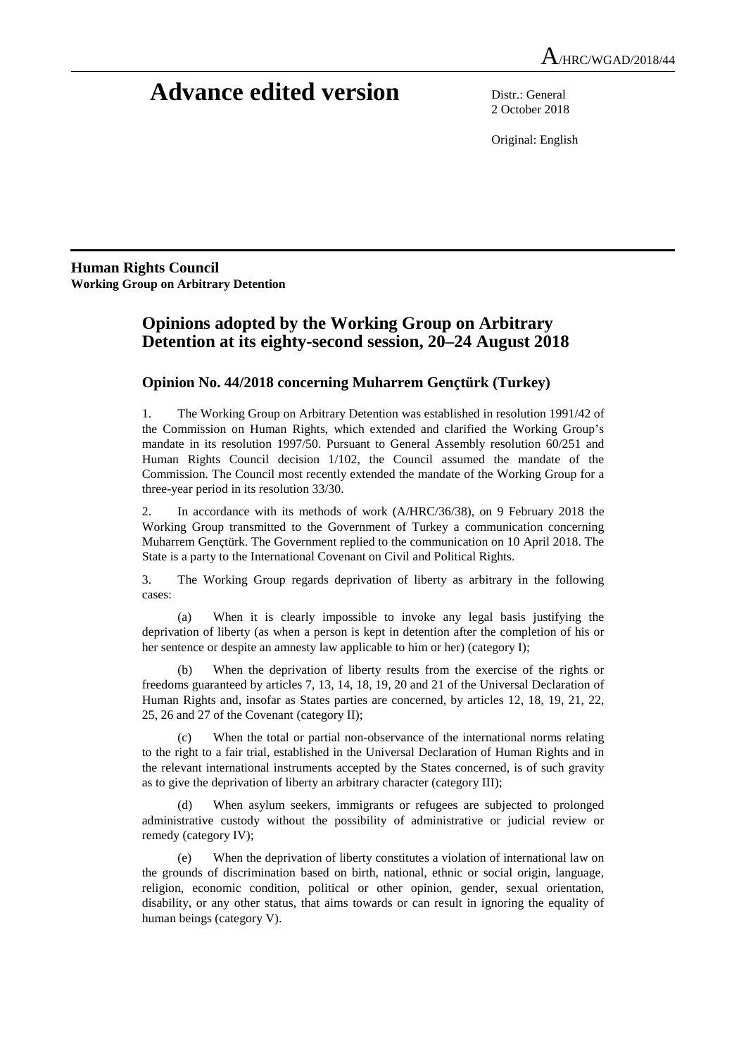A/HRC/WGAD/2018/44

# Advance edited version

Distr.: General
2 October 2018

Original: English

**Human Rights Council**
**Working Group on Arbitrary Detention**

## Opinions adopted by the Working Group on Arbitrary Detention at its eighty-second session, 20–24 August 2018

### Opinion No. 44/2018 concerning Muharrem Gençtürk (Turkey)

1. The Working Group on Arbitrary Detention was established in resolution 1991/42 of the Commission on Human Rights, which extended and clarified the Working Group's mandate in its resolution 1997/50. Pursuant to General Assembly resolution 60/251 and Human Rights Council decision 1/102, the Council assumed the mandate of the Commission. The Council most recently extended the mandate of the Working Group for a three-year period in its resolution 33/30.

2. In accordance with its methods of work (A/HRC/36/38), on 9 February 2018 the Working Group transmitted to the Government of Turkey a communication concerning Muharrem Gençtürk. The Government replied to the communication on 10 April 2018. The State is a party to the International Covenant on Civil and Political Rights.

3. The Working Group regards deprivation of liberty as arbitrary in the following cases:

(a) When it is clearly impossible to invoke any legal basis justifying the deprivation of liberty (as when a person is kept in detention after the completion of his or her sentence or despite an amnesty law applicable to him or her) (category I);

(b) When the deprivation of liberty results from the exercise of the rights or freedoms guaranteed by articles 7, 13, 14, 18, 19, 20 and 21 of the Universal Declaration of Human Rights and, insofar as States parties are concerned, by articles 12, 18, 19, 21, 22, 25, 26 and 27 of the Covenant (category II);

(c) When the total or partial non-observance of the international norms relating to the right to a fair trial, established in the Universal Declaration of Human Rights and in the relevant international instruments accepted by the States concerned, is of such gravity as to give the deprivation of liberty an arbitrary character (category III);

(d) When asylum seekers, immigrants or refugees are subjected to prolonged administrative custody without the possibility of administrative or judicial review or remedy (category IV);

(e) When the deprivation of liberty constitutes a violation of international law on the grounds of discrimination based on birth, national, ethnic or social origin, language, religion, economic condition, political or other opinion, gender, sexual orientation, disability, or any other status, that aims towards or can result in ignoring the equality of human beings (category V).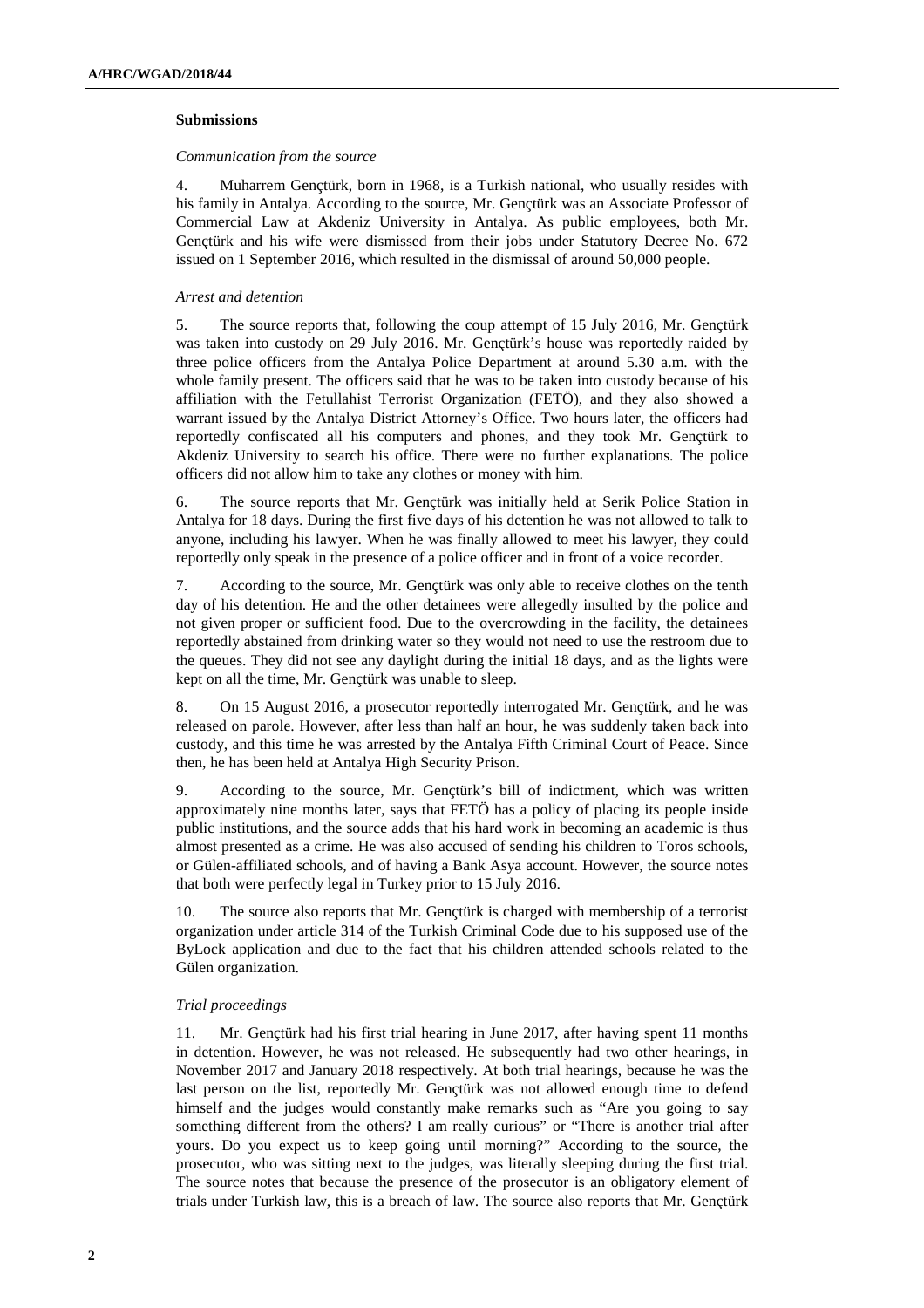### Submissions

*Communication from the source*

4. Muharrem Gençtürk, born in 1968, is a Turkish national, who usually resides with his family in Antalya. According to the source, Mr. Gençtürk was an Associate Professor of Commercial Law at Akdeniz University in Antalya. As public employees, both Mr. Gençtürk and his wife were dismissed from their jobs under Statutory Decree No. 672 issued on 1 September 2016, which resulted in the dismissal of around 50,000 people.

*Arrest and detention*

5. The source reports that, following the coup attempt of 15 July 2016, Mr. Gençtürk was taken into custody on 29 July 2016. Mr. Gençtürk's house was reportedly raided by three police officers from the Antalya Police Department at around 5.30 a.m. with the whole family present. The officers said that he was to be taken into custody because of his affiliation with the Fetullahist Terrorist Organization (FETÖ), and they also showed a warrant issued by the Antalya District Attorney's Office. Two hours later, the officers had reportedly confiscated all his computers and phones, and they took Mr. Gençtürk to Akdeniz University to search his office. There were no further explanations. The police officers did not allow him to take any clothes or money with him.

6. The source reports that Mr. Gençtürk was initially held at Serik Police Station in Antalya for 18 days. During the first five days of his detention he was not allowed to talk to anyone, including his lawyer. When he was finally allowed to meet his lawyer, they could reportedly only speak in the presence of a police officer and in front of a voice recorder.

7. According to the source, Mr. Gençtürk was only able to receive clothes on the tenth day of his detention. He and the other detainees were allegedly insulted by the police and not given proper or sufficient food. Due to the overcrowding in the facility, the detainees reportedly abstained from drinking water so they would not need to use the restroom due to the queues. They did not see any daylight during the initial 18 days, and as the lights were kept on all the time, Mr. Gençtürk was unable to sleep.

8. On 15 August 2016, a prosecutor reportedly interrogated Mr. Gençtürk, and he was released on parole. However, after less than half an hour, he was suddenly taken back into custody, and this time he was arrested by the Antalya Fifth Criminal Court of Peace. Since then, he has been held at Antalya High Security Prison.

9. According to the source, Mr. Gençtürk's bill of indictment, which was written approximately nine months later, says that FETÖ has a policy of placing its people inside public institutions, and the source adds that his hard work in becoming an academic is thus almost presented as a crime. He was also accused of sending his children to Toros schools, or Gülen-affiliated schools, and of having a Bank Asya account. However, the source notes that both were perfectly legal in Turkey prior to 15 July 2016.

10. The source also reports that Mr. Gençtürk is charged with membership of a terrorist organization under article 314 of the Turkish Criminal Code due to his supposed use of the ByLock application and due to the fact that his children attended schools related to the Gülen organization.

*Trial proceedings*

11. Mr. Gençtürk had his first trial hearing in June 2017, after having spent 11 months in detention. However, he was not released. He subsequently had two other hearings, in November 2017 and January 2018 respectively. At both trial hearings, because he was the last person on the list, reportedly Mr. Gençtürk was not allowed enough time to defend himself and the judges would constantly make remarks such as "Are you going to say something different from the others? I am really curious" or "There is another trial after yours. Do you expect us to keep going until morning?" According to the source, the prosecutor, who was sitting next to the judges, was literally sleeping during the first trial. The source notes that because the presence of the prosecutor is an obligatory element of trials under Turkish law, this is a breach of law. The source also reports that Mr. Gençtürk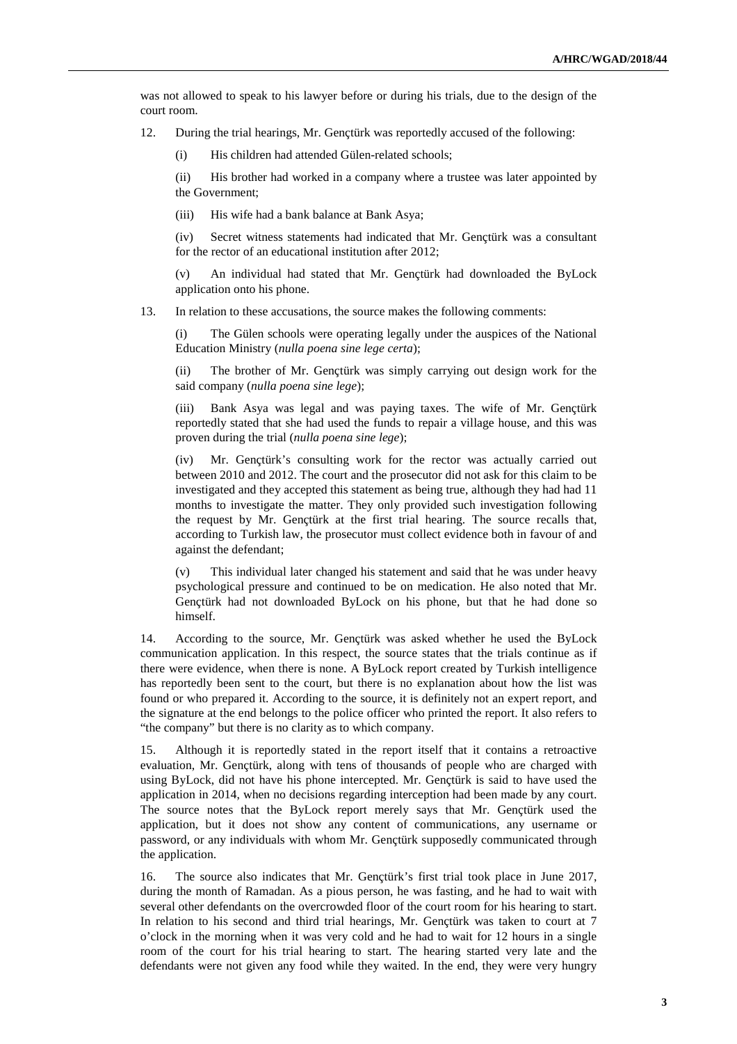was not allowed to speak to his lawyer before or during his trials, due to the design of the court room.

12. During the trial hearings, Mr. Gençtürk was reportedly accused of the following:

(i) His children had attended Gülen-related schools;

(ii) His brother had worked in a company where a trustee was later appointed by the Government;

(iii) His wife had a bank balance at Bank Asya;

(iv) Secret witness statements had indicated that Mr. Gençtürk was a consultant for the rector of an educational institution after 2012;

(v) An individual had stated that Mr. Gençtürk had downloaded the ByLock application onto his phone.

13. In relation to these accusations, the source makes the following comments:

(i) The Gülen schools were operating legally under the auspices of the National Education Ministry (*nulla poena sine lege certa*);

(ii) The brother of Mr. Gençtürk was simply carrying out design work for the said company (*nulla poena sine lege*);

(iii) Bank Asya was legal and was paying taxes. The wife of Mr. Gençtürk reportedly stated that she had used the funds to repair a village house, and this was proven during the trial (*nulla poena sine lege*);

(iv) Mr. Gençtürk's consulting work for the rector was actually carried out between 2010 and 2012. The court and the prosecutor did not ask for this claim to be investigated and they accepted this statement as being true, although they had had 11 months to investigate the matter. They only provided such investigation following the request by Mr. Gençtürk at the first trial hearing. The source recalls that, according to Turkish law, the prosecutor must collect evidence both in favour of and against the defendant;

(v) This individual later changed his statement and said that he was under heavy psychological pressure and continued to be on medication. He also noted that Mr. Gençtürk had not downloaded ByLock on his phone, but that he had done so himself.

14. According to the source, Mr. Gençtürk was asked whether he used the ByLock communication application. In this respect, the source states that the trials continue as if there were evidence, when there is none. A ByLock report created by Turkish intelligence has reportedly been sent to the court, but there is no explanation about how the list was found or who prepared it. According to the source, it is definitely not an expert report, and the signature at the end belongs to the police officer who printed the report. It also refers to "the company" but there is no clarity as to which company.

15. Although it is reportedly stated in the report itself that it contains a retroactive evaluation, Mr. Gençtürk, along with tens of thousands of people who are charged with using ByLock, did not have his phone intercepted. Mr. Gençtürk is said to have used the application in 2014, when no decisions regarding interception had been made by any court. The source notes that the ByLock report merely says that Mr. Gençtürk used the application, but it does not show any content of communications, any username or password, or any individuals with whom Mr. Gençtürk supposedly communicated through the application.

16. The source also indicates that Mr. Gençtürk's first trial took place in June 2017, during the month of Ramadan. As a pious person, he was fasting, and he had to wait with several other defendants on the overcrowded floor of the court room for his hearing to start. In relation to his second and third trial hearings, Mr. Gençtürk was taken to court at 7 o'clock in the morning when it was very cold and he had to wait for 12 hours in a single room of the court for his trial hearing to start. The hearing started very late and the defendants were not given any food while they waited. In the end, they were very hungry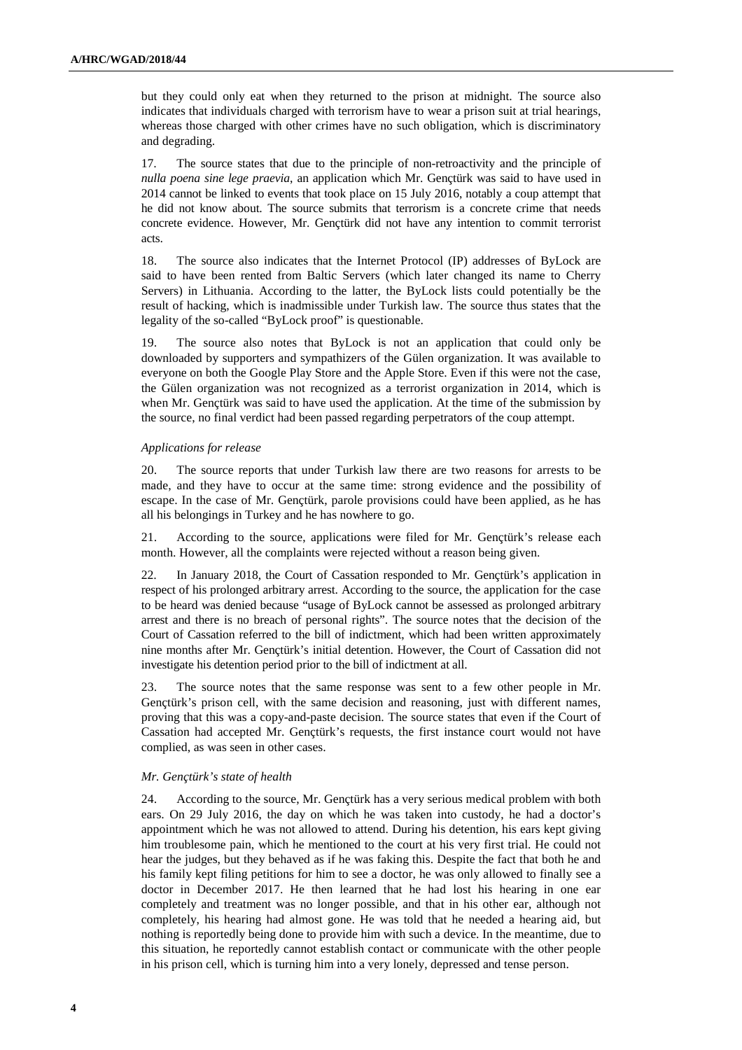but they could only eat when they returned to the prison at midnight. The source also indicates that individuals charged with terrorism have to wear a prison suit at trial hearings, whereas those charged with other crimes have no such obligation, which is discriminatory and degrading.

17. The source states that due to the principle of non-retroactivity and the principle of *nulla poena sine lege praevia*, an application which Mr. Gençtürk was said to have used in 2014 cannot be linked to events that took place on 15 July 2016, notably a coup attempt that he did not know about. The source submits that terrorism is a concrete crime that needs concrete evidence. However, Mr. Gençtürk did not have any intention to commit terrorist acts.

18. The source also indicates that the Internet Protocol (IP) addresses of ByLock are said to have been rented from Baltic Servers (which later changed its name to Cherry Servers) in Lithuania. According to the latter, the ByLock lists could potentially be the result of hacking, which is inadmissible under Turkish law. The source thus states that the legality of the so-called "ByLock proof" is questionable.

19. The source also notes that ByLock is not an application that could only be downloaded by supporters and sympathizers of the Gülen organization. It was available to everyone on both the Google Play Store and the Apple Store. Even if this were not the case, the Gülen organization was not recognized as a terrorist organization in 2014, which is when Mr. Gençtürk was said to have used the application. At the time of the submission by the source, no final verdict had been passed regarding perpetrators of the coup attempt.

*Applications for release*

20. The source reports that under Turkish law there are two reasons for arrests to be made, and they have to occur at the same time: strong evidence and the possibility of escape. In the case of Mr. Gençtürk, parole provisions could have been applied, as he has all his belongings in Turkey and he has nowhere to go.

21. According to the source, applications were filed for Mr. Gençtürk's release each month. However, all the complaints were rejected without a reason being given.

22. In January 2018, the Court of Cassation responded to Mr. Gençtürk's application in respect of his prolonged arbitrary arrest. According to the source, the application for the case to be heard was denied because "usage of ByLock cannot be assessed as prolonged arbitrary arrest and there is no breach of personal rights". The source notes that the decision of the Court of Cassation referred to the bill of indictment, which had been written approximately nine months after Mr. Gençtürk's initial detention. However, the Court of Cassation did not investigate his detention period prior to the bill of indictment at all.

23. The source notes that the same response was sent to a few other people in Mr. Gençtürk's prison cell, with the same decision and reasoning, just with different names, proving that this was a copy-and-paste decision. The source states that even if the Court of Cassation had accepted Mr. Gençtürk's requests, the first instance court would not have complied, as was seen in other cases.

*Mr. Gençtürk's state of health*

24. According to the source, Mr. Gençtürk has a very serious medical problem with both ears. On 29 July 2016, the day on which he was taken into custody, he had a doctor's appointment which he was not allowed to attend. During his detention, his ears kept giving him troublesome pain, which he mentioned to the court at his very first trial. He could not hear the judges, but they behaved as if he was faking this. Despite the fact that both he and his family kept filing petitions for him to see a doctor, he was only allowed to finally see a doctor in December 2017. He then learned that he had lost his hearing in one ear completely and treatment was no longer possible, and that in his other ear, although not completely, his hearing had almost gone. He was told that he needed a hearing aid, but nothing is reportedly being done to provide him with such a device. In the meantime, due to this situation, he reportedly cannot establish contact or communicate with the other people in his prison cell, which is turning him into a very lonely, depressed and tense person.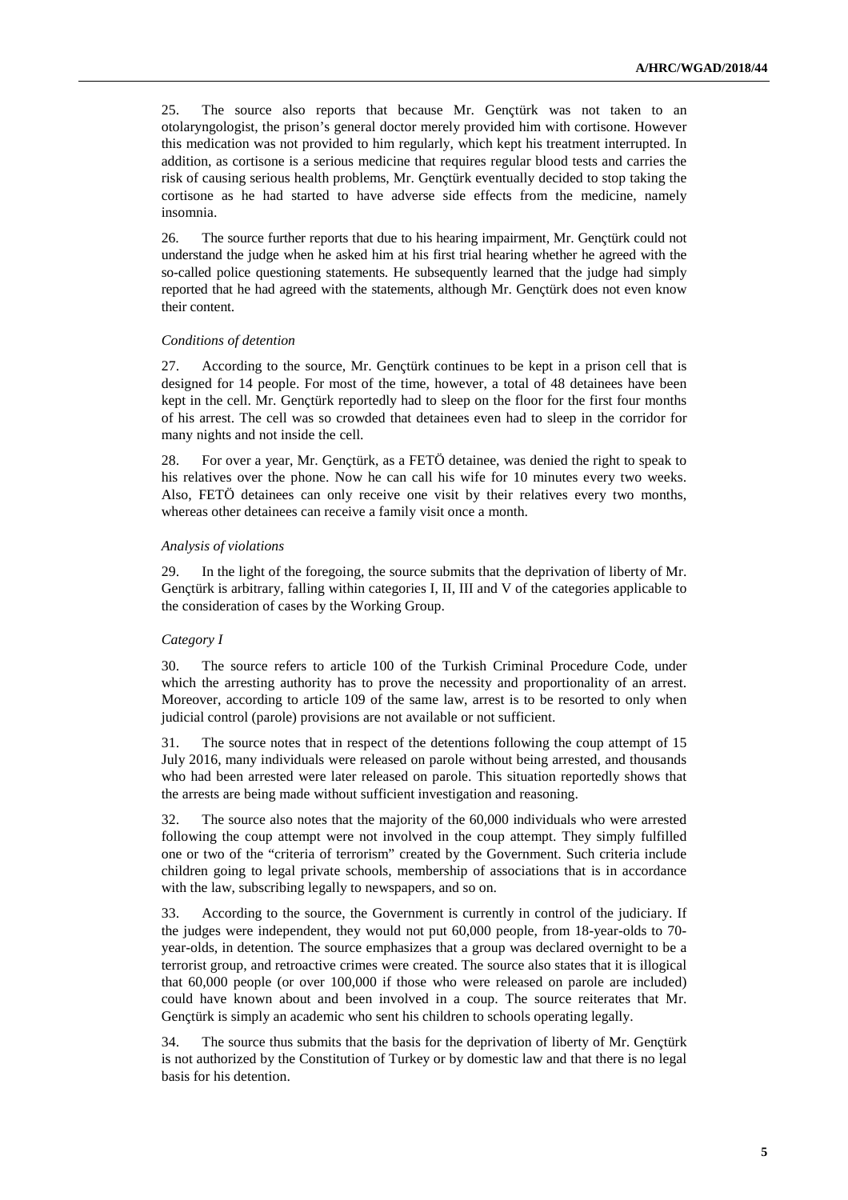25. The source also reports that because Mr. Gençtürk was not taken to an otolaryngologist, the prison's general doctor merely provided him with cortisone. However this medication was not provided to him regularly, which kept his treatment interrupted. In addition, as cortisone is a serious medicine that requires regular blood tests and carries the risk of causing serious health problems, Mr. Gençtürk eventually decided to stop taking the cortisone as he had started to have adverse side effects from the medicine, namely insomnia.

26. The source further reports that due to his hearing impairment, Mr. Gençtürk could not understand the judge when he asked him at his first trial hearing whether he agreed with the so-called police questioning statements. He subsequently learned that the judge had simply reported that he had agreed with the statements, although Mr. Gençtürk does not even know their content.

*Conditions of detention*

27. According to the source, Mr. Gençtürk continues to be kept in a prison cell that is designed for 14 people. For most of the time, however, a total of 48 detainees have been kept in the cell. Mr. Gençtürk reportedly had to sleep on the floor for the first four months of his arrest. The cell was so crowded that detainees even had to sleep in the corridor for many nights and not inside the cell.

28. For over a year, Mr. Gençtürk, as a FETÖ detainee, was denied the right to speak to his relatives over the phone. Now he can call his wife for 10 minutes every two weeks. Also, FETÖ detainees can only receive one visit by their relatives every two months, whereas other detainees can receive a family visit once a month.

*Analysis of violations*

29. In the light of the foregoing, the source submits that the deprivation of liberty of Mr. Gençtürk is arbitrary, falling within categories I, II, III and V of the categories applicable to the consideration of cases by the Working Group.

*Category I*

30. The source refers to article 100 of the Turkish Criminal Procedure Code, under which the arresting authority has to prove the necessity and proportionality of an arrest. Moreover, according to article 109 of the same law, arrest is to be resorted to only when judicial control (parole) provisions are not available or not sufficient.

31. The source notes that in respect of the detentions following the coup attempt of 15 July 2016, many individuals were released on parole without being arrested, and thousands who had been arrested were later released on parole. This situation reportedly shows that the arrests are being made without sufficient investigation and reasoning.

32. The source also notes that the majority of the 60,000 individuals who were arrested following the coup attempt were not involved in the coup attempt. They simply fulfilled one or two of the "criteria of terrorism" created by the Government. Such criteria include children going to legal private schools, membership of associations that is in accordance with the law, subscribing legally to newspapers, and so on.

33. According to the source, the Government is currently in control of the judiciary. If the judges were independent, they would not put 60,000 people, from 18-year-olds to 70-year-olds, in detention. The source emphasizes that a group was declared overnight to be a terrorist group, and retroactive crimes were created. The source also states that it is illogical that 60,000 people (or over 100,000 if those who were released on parole are included) could have known about and been involved in a coup. The source reiterates that Mr. Gençtürk is simply an academic who sent his children to schools operating legally.

34. The source thus submits that the basis for the deprivation of liberty of Mr. Gençtürk is not authorized by the Constitution of Turkey or by domestic law and that there is no legal basis for his detention.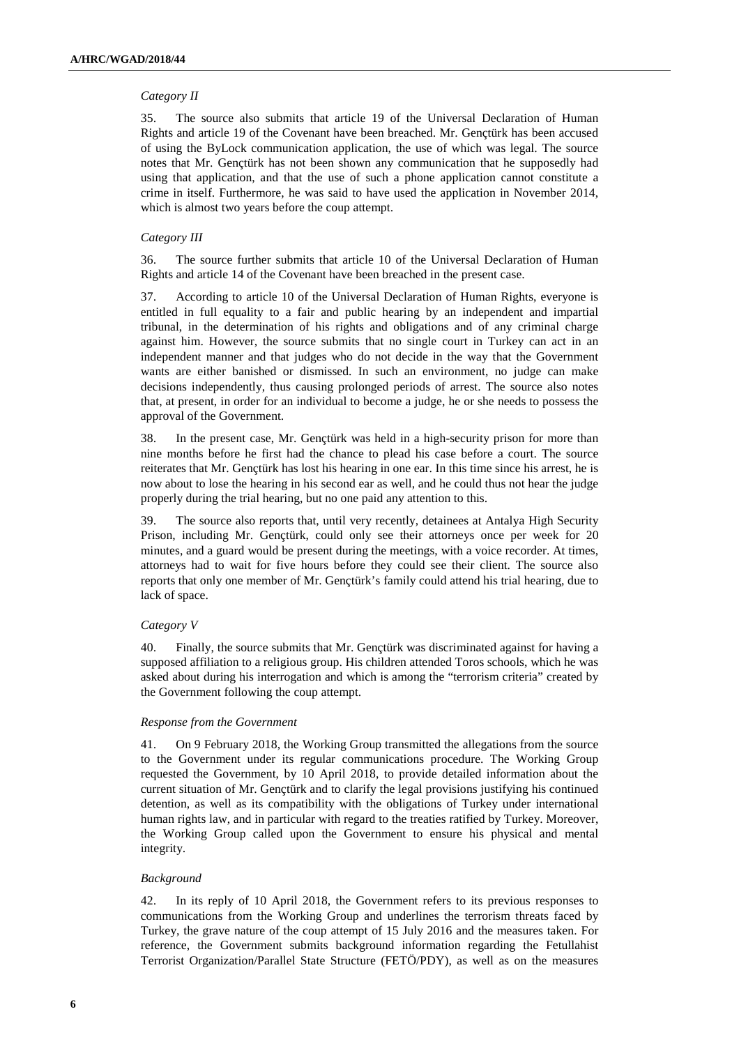*Category II*

35. The source also submits that article 19 of the Universal Declaration of Human Rights and article 19 of the Covenant have been breached. Mr. Gençtürk has been accused of using the ByLock communication application, the use of which was legal. The source notes that Mr. Gençtürk has not been shown any communication that he supposedly had using that application, and that the use of such a phone application cannot constitute a crime in itself. Furthermore, he was said to have used the application in November 2014, which is almost two years before the coup attempt.

*Category III*

36. The source further submits that article 10 of the Universal Declaration of Human Rights and article 14 of the Covenant have been breached in the present case.

37. According to article 10 of the Universal Declaration of Human Rights, everyone is entitled in full equality to a fair and public hearing by an independent and impartial tribunal, in the determination of his rights and obligations and of any criminal charge against him. However, the source submits that no single court in Turkey can act in an independent manner and that judges who do not decide in the way that the Government wants are either banished or dismissed. In such an environment, no judge can make decisions independently, thus causing prolonged periods of arrest. The source also notes that, at present, in order for an individual to become a judge, he or she needs to possess the approval of the Government.

38. In the present case, Mr. Gençtürk was held in a high-security prison for more than nine months before he first had the chance to plead his case before a court. The source reiterates that Mr. Gençtürk has lost his hearing in one ear. In this time since his arrest, he is now about to lose the hearing in his second ear as well, and he could thus not hear the judge properly during the trial hearing, but no one paid any attention to this.

39. The source also reports that, until very recently, detainees at Antalya High Security Prison, including Mr. Gençtürk, could only see their attorneys once per week for 20 minutes, and a guard would be present during the meetings, with a voice recorder. At times, attorneys had to wait for five hours before they could see their client. The source also reports that only one member of Mr. Gençtürk's family could attend his trial hearing, due to lack of space.

*Category V*

40. Finally, the source submits that Mr. Gençtürk was discriminated against for having a supposed affiliation to a religious group. His children attended Toros schools, which he was asked about during his interrogation and which is among the "terrorism criteria" created by the Government following the coup attempt.

*Response from the Government*

41. On 9 February 2018, the Working Group transmitted the allegations from the source to the Government under its regular communications procedure. The Working Group requested the Government, by 10 April 2018, to provide detailed information about the current situation of Mr. Gençtürk and to clarify the legal provisions justifying his continued detention, as well as its compatibility with the obligations of Turkey under international human rights law, and in particular with regard to the treaties ratified by Turkey. Moreover, the Working Group called upon the Government to ensure his physical and mental integrity.

*Background*

42. In its reply of 10 April 2018, the Government refers to its previous responses to communications from the Working Group and underlines the terrorism threats faced by Turkey, the grave nature of the coup attempt of 15 July 2016 and the measures taken. For reference, the Government submits background information regarding the Fetullahist Terrorist Organization/Parallel State Structure (FETÖ/PDY), as well as on the measures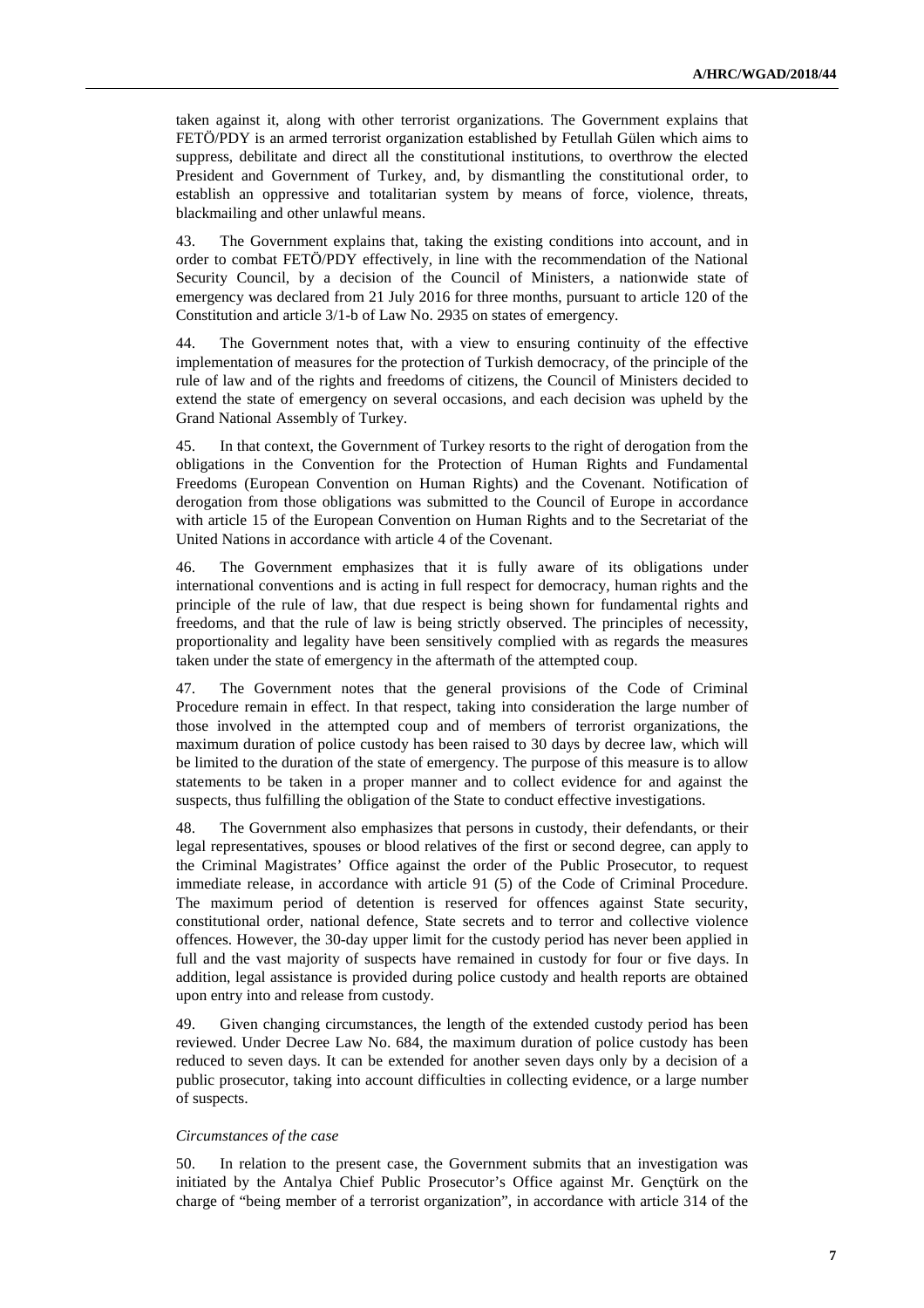taken against it, along with other terrorist organizations. The Government explains that FETÖ/PDY is an armed terrorist organization established by Fetullah Gülen which aims to suppress, debilitate and direct all the constitutional institutions, to overthrow the elected President and Government of Turkey, and, by dismantling the constitutional order, to establish an oppressive and totalitarian system by means of force, violence, threats, blackmailing and other unlawful means.

43. The Government explains that, taking the existing conditions into account, and in order to combat FETÖ/PDY effectively, in line with the recommendation of the National Security Council, by a decision of the Council of Ministers, a nationwide state of emergency was declared from 21 July 2016 for three months, pursuant to article 120 of the Constitution and article 3/1-b of Law No. 2935 on states of emergency.

44. The Government notes that, with a view to ensuring continuity of the effective implementation of measures for the protection of Turkish democracy, of the principle of the rule of law and of the rights and freedoms of citizens, the Council of Ministers decided to extend the state of emergency on several occasions, and each decision was upheld by the Grand National Assembly of Turkey.

45. In that context, the Government of Turkey resorts to the right of derogation from the obligations in the Convention for the Protection of Human Rights and Fundamental Freedoms (European Convention on Human Rights) and the Covenant. Notification of derogation from those obligations was submitted to the Council of Europe in accordance with article 15 of the European Convention on Human Rights and to the Secretariat of the United Nations in accordance with article 4 of the Covenant.

46. The Government emphasizes that it is fully aware of its obligations under international conventions and is acting in full respect for democracy, human rights and the principle of the rule of law, that due respect is being shown for fundamental rights and freedoms, and that the rule of law is being strictly observed. The principles of necessity, proportionality and legality have been sensitively complied with as regards the measures taken under the state of emergency in the aftermath of the attempted coup.

47. The Government notes that the general provisions of the Code of Criminal Procedure remain in effect. In that respect, taking into consideration the large number of those involved in the attempted coup and of members of terrorist organizations, the maximum duration of police custody has been raised to 30 days by decree law, which will be limited to the duration of the state of emergency. The purpose of this measure is to allow statements to be taken in a proper manner and to collect evidence for and against the suspects, thus fulfilling the obligation of the State to conduct effective investigations.

48. The Government also emphasizes that persons in custody, their defendants, or their legal representatives, spouses or blood relatives of the first or second degree, can apply to the Criminal Magistrates' Office against the order of the Public Prosecutor, to request immediate release, in accordance with article 91 (5) of the Code of Criminal Procedure. The maximum period of detention is reserved for offences against State security, constitutional order, national defence, State secrets and to terror and collective violence offences. However, the 30-day upper limit for the custody period has never been applied in full and the vast majority of suspects have remained in custody for four or five days. In addition, legal assistance is provided during police custody and health reports are obtained upon entry into and release from custody.

49. Given changing circumstances, the length of the extended custody period has been reviewed. Under Decree Law No. 684, the maximum duration of police custody has been reduced to seven days. It can be extended for another seven days only by a decision of a public prosecutor, taking into account difficulties in collecting evidence, or a large number of suspects.

*Circumstances of the case*

50. In relation to the present case, the Government submits that an investigation was initiated by the Antalya Chief Public Prosecutor's Office against Mr. Gençtürk on the charge of "being member of a terrorist organization", in accordance with article 314 of the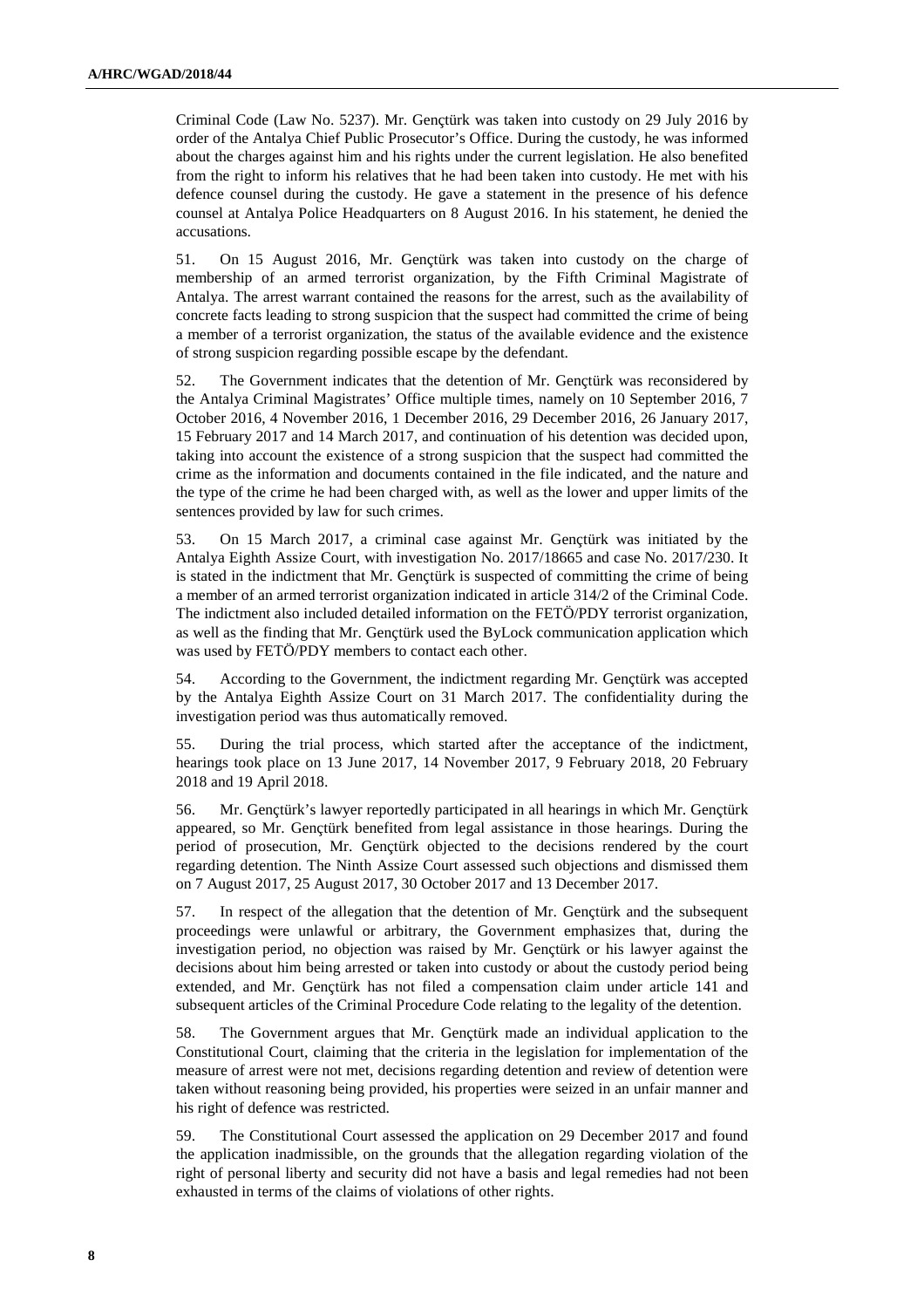Criminal Code (Law No. 5237). Mr. Gençtürk was taken into custody on 29 July 2016 by order of the Antalya Chief Public Prosecutor's Office. During the custody, he was informed about the charges against him and his rights under the current legislation. He also benefited from the right to inform his relatives that he had been taken into custody. He met with his defence counsel during the custody. He gave a statement in the presence of his defence counsel at Antalya Police Headquarters on 8 August 2016. In his statement, he denied the accusations.

51. On 15 August 2016, Mr. Gençtürk was taken into custody on the charge of membership of an armed terrorist organization, by the Fifth Criminal Magistrate of Antalya. The arrest warrant contained the reasons for the arrest, such as the availability of concrete facts leading to strong suspicion that the suspect had committed the crime of being a member of a terrorist organization, the status of the available evidence and the existence of strong suspicion regarding possible escape by the defendant.

52. The Government indicates that the detention of Mr. Gençtürk was reconsidered by the Antalya Criminal Magistrates' Office multiple times, namely on 10 September 2016, 7 October 2016, 4 November 2016, 1 December 2016, 29 December 2016, 26 January 2017, 15 February 2017 and 14 March 2017, and continuation of his detention was decided upon, taking into account the existence of a strong suspicion that the suspect had committed the crime as the information and documents contained in the file indicated, and the nature and the type of the crime he had been charged with, as well as the lower and upper limits of the sentences provided by law for such crimes.

53. On 15 March 2017, a criminal case against Mr. Gençtürk was initiated by the Antalya Eighth Assize Court, with investigation No. 2017/18665 and case No. 2017/230. It is stated in the indictment that Mr. Gençtürk is suspected of committing the crime of being a member of an armed terrorist organization indicated in article 314/2 of the Criminal Code. The indictment also included detailed information on the FETÖ/PDY terrorist organization, as well as the finding that Mr. Gençtürk used the ByLock communication application which was used by FETÖ/PDY members to contact each other.

54. According to the Government, the indictment regarding Mr. Gençtürk was accepted by the Antalya Eighth Assize Court on 31 March 2017. The confidentiality during the investigation period was thus automatically removed.

55. During the trial process, which started after the acceptance of the indictment, hearings took place on 13 June 2017, 14 November 2017, 9 February 2018, 20 February 2018 and 19 April 2018.

56. Mr. Gençtürk's lawyer reportedly participated in all hearings in which Mr. Gençtürk appeared, so Mr. Gençtürk benefited from legal assistance in those hearings. During the period of prosecution, Mr. Gençtürk objected to the decisions rendered by the court regarding detention. The Ninth Assize Court assessed such objections and dismissed them on 7 August 2017, 25 August 2017, 30 October 2017 and 13 December 2017.

57. In respect of the allegation that the detention of Mr. Gençtürk and the subsequent proceedings were unlawful or arbitrary, the Government emphasizes that, during the investigation period, no objection was raised by Mr. Gençtürk or his lawyer against the decisions about him being arrested or taken into custody or about the custody period being extended, and Mr. Gençtürk has not filed a compensation claim under article 141 and subsequent articles of the Criminal Procedure Code relating to the legality of the detention.

58. The Government argues that Mr. Gençtürk made an individual application to the Constitutional Court, claiming that the criteria in the legislation for implementation of the measure of arrest were not met, decisions regarding detention and review of detention were taken without reasoning being provided, his properties were seized in an unfair manner and his right of defence was restricted.

59. The Constitutional Court assessed the application on 29 December 2017 and found the application inadmissible, on the grounds that the allegation regarding violation of the right of personal liberty and security did not have a basis and legal remedies had not been exhausted in terms of the claims of violations of other rights.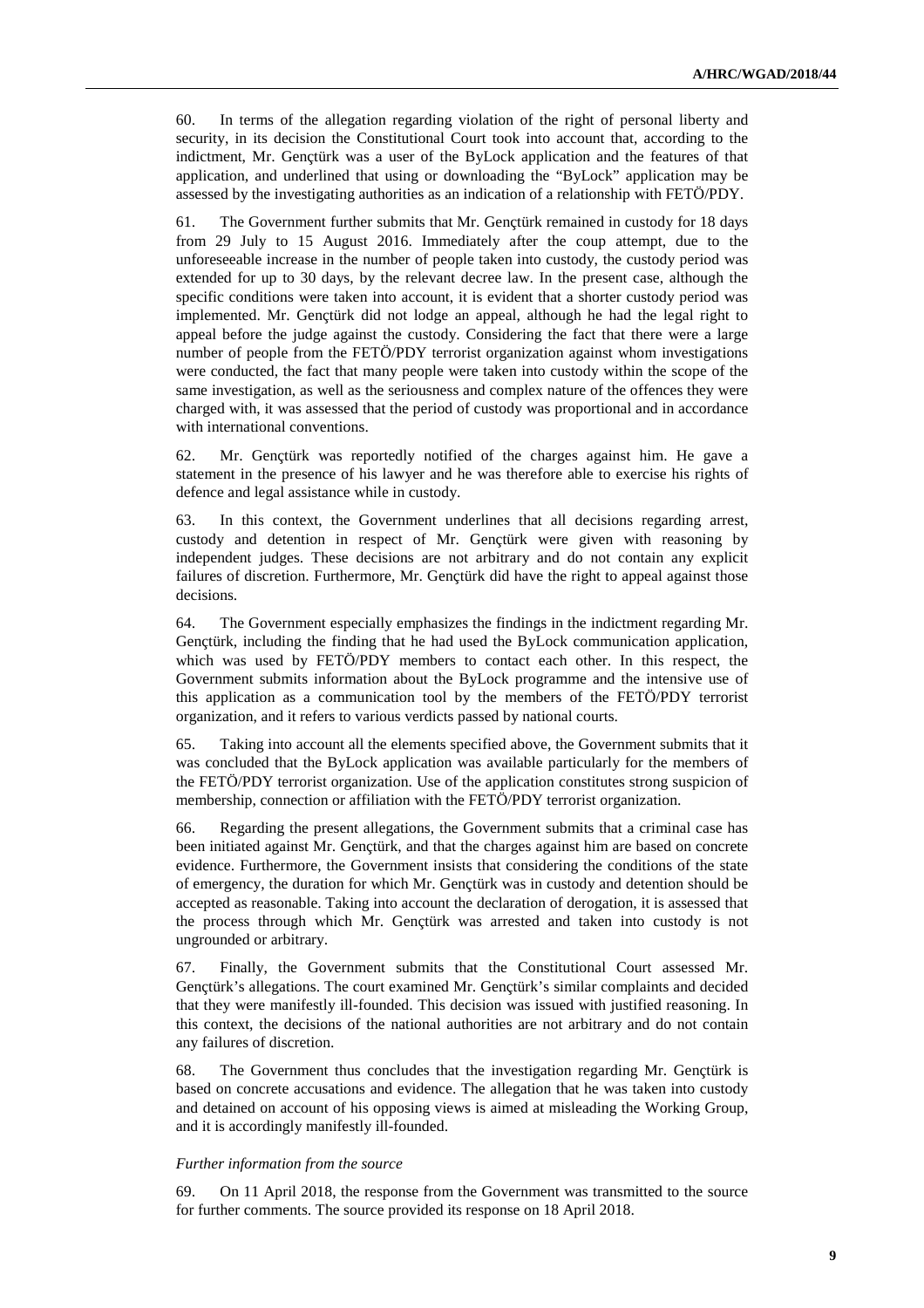60. In terms of the allegation regarding violation of the right of personal liberty and security, in its decision the Constitutional Court took into account that, according to the indictment, Mr. Gençtürk was a user of the ByLock application and the features of that application, and underlined that using or downloading the "ByLock" application may be assessed by the investigating authorities as an indication of a relationship with FETÖ/PDY.

61. The Government further submits that Mr. Gençtürk remained in custody for 18 days from 29 July to 15 August 2016. Immediately after the coup attempt, due to the unforeseeable increase in the number of people taken into custody, the custody period was extended for up to 30 days, by the relevant decree law. In the present case, although the specific conditions were taken into account, it is evident that a shorter custody period was implemented. Mr. Gençtürk did not lodge an appeal, although he had the legal right to appeal before the judge against the custody. Considering the fact that there were a large number of people from the FETÖ/PDY terrorist organization against whom investigations were conducted, the fact that many people were taken into custody within the scope of the same investigation, as well as the seriousness and complex nature of the offences they were charged with, it was assessed that the period of custody was proportional and in accordance with international conventions.

62. Mr. Gençtürk was reportedly notified of the charges against him. He gave a statement in the presence of his lawyer and he was therefore able to exercise his rights of defence and legal assistance while in custody.

63. In this context, the Government underlines that all decisions regarding arrest, custody and detention in respect of Mr. Gençtürk were given with reasoning by independent judges. These decisions are not arbitrary and do not contain any explicit failures of discretion. Furthermore, Mr. Gençtürk did have the right to appeal against those decisions.

64. The Government especially emphasizes the findings in the indictment regarding Mr. Gençtürk, including the finding that he had used the ByLock communication application, which was used by FETÖ/PDY members to contact each other. In this respect, the Government submits information about the ByLock programme and the intensive use of this application as a communication tool by the members of the FETÖ/PDY terrorist organization, and it refers to various verdicts passed by national courts.

65. Taking into account all the elements specified above, the Government submits that it was concluded that the ByLock application was available particularly for the members of the FETÖ/PDY terrorist organization. Use of the application constitutes strong suspicion of membership, connection or affiliation with the FETÖ/PDY terrorist organization.

66. Regarding the present allegations, the Government submits that a criminal case has been initiated against Mr. Gençtürk, and that the charges against him are based on concrete evidence. Furthermore, the Government insists that considering the conditions of the state of emergency, the duration for which Mr. Gençtürk was in custody and detention should be accepted as reasonable. Taking into account the declaration of derogation, it is assessed that the process through which Mr. Gençtürk was arrested and taken into custody is not ungrounded or arbitrary.

67. Finally, the Government submits that the Constitutional Court assessed Mr. Gençtürk's allegations. The court examined Mr. Gençtürk's similar complaints and decided that they were manifestly ill-founded. This decision was issued with justified reasoning. In this context, the decisions of the national authorities are not arbitrary and do not contain any failures of discretion.

68. The Government thus concludes that the investigation regarding Mr. Gençtürk is based on concrete accusations and evidence. The allegation that he was taken into custody and detained on account of his opposing views is aimed at misleading the Working Group, and it is accordingly manifestly ill-founded.

*Further information from the source*

69. On 11 April 2018, the response from the Government was transmitted to the source for further comments. The source provided its response on 18 April 2018.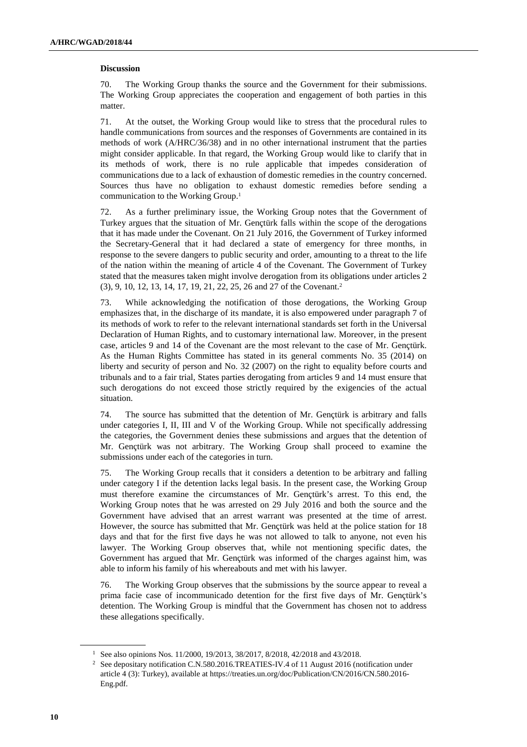**Discussion**

70. The Working Group thanks the source and the Government for their submissions. The Working Group appreciates the cooperation and engagement of both parties in this matter.

71. At the outset, the Working Group would like to stress that the procedural rules to handle communications from sources and the responses of Governments are contained in its methods of work (A/HRC/36/38) and in no other international instrument that the parties might consider applicable. In that regard, the Working Group would like to clarify that in its methods of work, there is no rule applicable that impedes consideration of communications due to a lack of exhaustion of domestic remedies in the country concerned. Sources thus have no obligation to exhaust domestic remedies before sending a communication to the Working Group.[1]

72. As a further preliminary issue, the Working Group notes that the Government of Turkey argues that the situation of Mr. Gençtürk falls within the scope of the derogations that it has made under the Covenant. On 21 July 2016, the Government of Turkey informed the Secretary-General that it had declared a state of emergency for three months, in response to the severe dangers to public security and order, amounting to a threat to the life of the nation within the meaning of article 4 of the Covenant. The Government of Turkey stated that the measures taken might involve derogation from its obligations under articles 2 (3), 9, 10, 12, 13, 14, 17, 19, 21, 22, 25, 26 and 27 of the Covenant.[2]

73. While acknowledging the notification of those derogations, the Working Group emphasizes that, in the discharge of its mandate, it is also empowered under paragraph 7 of its methods of work to refer to the relevant international standards set forth in the Universal Declaration of Human Rights, and to customary international law. Moreover, in the present case, articles 9 and 14 of the Covenant are the most relevant to the case of Mr. Gençtürk. As the Human Rights Committee has stated in its general comments No. 35 (2014) on liberty and security of person and No. 32 (2007) on the right to equality before courts and tribunals and to a fair trial, States parties derogating from articles 9 and 14 must ensure that such derogations do not exceed those strictly required by the exigencies of the actual situation.

74. The source has submitted that the detention of Mr. Gençtürk is arbitrary and falls under categories I, II, III and V of the Working Group. While not specifically addressing the categories, the Government denies these submissions and argues that the detention of Mr. Gençtürk was not arbitrary. The Working Group shall proceed to examine the submissions under each of the categories in turn.

75. The Working Group recalls that it considers a detention to be arbitrary and falling under category I if the detention lacks legal basis. In the present case, the Working Group must therefore examine the circumstances of Mr. Gençtürk's arrest. To this end, the Working Group notes that he was arrested on 29 July 2016 and both the source and the Government have advised that an arrest warrant was presented at the time of arrest. However, the source has submitted that Mr. Gençtürk was held at the police station for 18 days and that for the first five days he was not allowed to talk to anyone, not even his lawyer. The Working Group observes that, while not mentioning specific dates, the Government has argued that Mr. Gençtürk was informed of the charges against him, was able to inform his family of his whereabouts and met with his lawyer.

76. The Working Group observes that the submissions by the source appear to reveal a prima facie case of incommunicado detention for the first five days of Mr. Gençtürk's detention. The Working Group is mindful that the Government has chosen not to address these allegations specifically.

[1] See also opinions Nos. 11/2000, 19/2013, 38/2017, 8/2018, 42/2018 and 43/2018.

[2] See depositary notification C.N.580.2016.TREATIES-IV.4 of 11 August 2016 (notification under article 4 (3): Turkey), available at https://treaties.un.org/doc/Publication/CN/2016/CN.580.2016-Eng.pdf.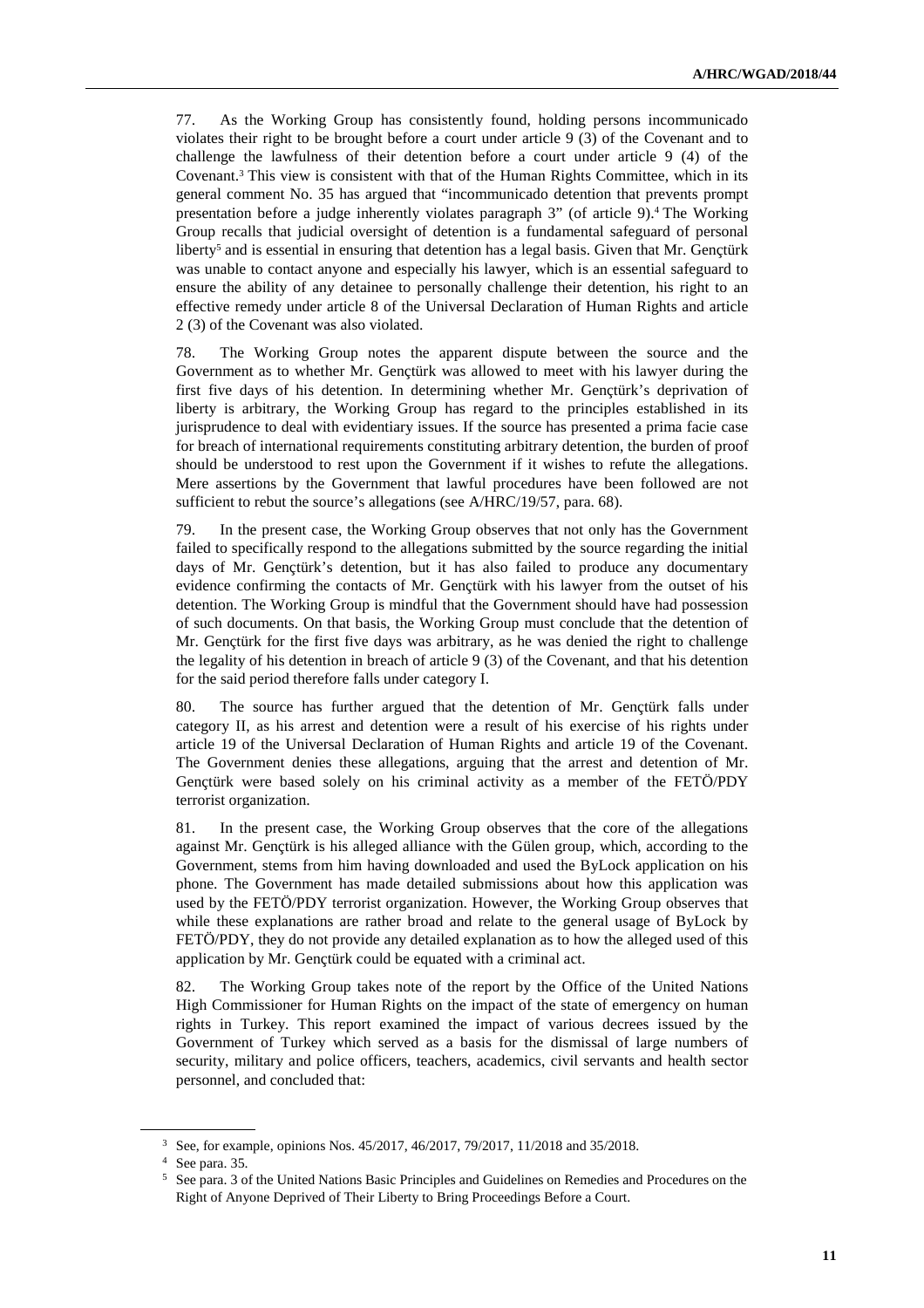77. As the Working Group has consistently found, holding persons incommunicado violates their right to be brought before a court under article 9 (3) of the Covenant and to challenge the lawfulness of their detention before a court under article 9 (4) of the Covenant.[3] This view is consistent with that of the Human Rights Committee, which in its general comment No. 35 has argued that "incommunicado detention that prevents prompt presentation before a judge inherently violates paragraph 3" (of article 9).[4] The Working Group recalls that judicial oversight of detention is a fundamental safeguard of personal liberty[5] and is essential in ensuring that detention has a legal basis. Given that Mr. Gençtürk was unable to contact anyone and especially his lawyer, which is an essential safeguard to ensure the ability of any detainee to personally challenge their detention, his right to an effective remedy under article 8 of the Universal Declaration of Human Rights and article 2 (3) of the Covenant was also violated.

78. The Working Group notes the apparent dispute between the source and the Government as to whether Mr. Gençtürk was allowed to meet with his lawyer during the first five days of his detention. In determining whether Mr. Gençtürk's deprivation of liberty is arbitrary, the Working Group has regard to the principles established in its jurisprudence to deal with evidentiary issues. If the source has presented a prima facie case for breach of international requirements constituting arbitrary detention, the burden of proof should be understood to rest upon the Government if it wishes to refute the allegations. Mere assertions by the Government that lawful procedures have been followed are not sufficient to rebut the source's allegations (see A/HRC/19/57, para. 68).

79. In the present case, the Working Group observes that not only has the Government failed to specifically respond to the allegations submitted by the source regarding the initial days of Mr. Gençtürk's detention, but it has also failed to produce any documentary evidence confirming the contacts of Mr. Gençtürk with his lawyer from the outset of his detention. The Working Group is mindful that the Government should have had possession of such documents. On that basis, the Working Group must conclude that the detention of Mr. Gençtürk for the first five days was arbitrary, as he was denied the right to challenge the legality of his detention in breach of article 9 (3) of the Covenant, and that his detention for the said period therefore falls under category I.

80. The source has further argued that the detention of Mr. Gençtürk falls under category II, as his arrest and detention were a result of his exercise of his rights under article 19 of the Universal Declaration of Human Rights and article 19 of the Covenant. The Government denies these allegations, arguing that the arrest and detention of Mr. Gençtürk were based solely on his criminal activity as a member of the FETÖ/PDY terrorist organization.

81. In the present case, the Working Group observes that the core of the allegations against Mr. Gençtürk is his alleged alliance with the Gülen group, which, according to the Government, stems from him having downloaded and used the ByLock application on his phone. The Government has made detailed submissions about how this application was used by the FETÖ/PDY terrorist organization. However, the Working Group observes that while these explanations are rather broad and relate to the general usage of ByLock by FETÖ/PDY, they do not provide any detailed explanation as to how the alleged used of this application by Mr. Gençtürk could be equated with a criminal act.

82. The Working Group takes note of the report by the Office of the United Nations High Commissioner for Human Rights on the impact of the state of emergency on human rights in Turkey. This report examined the impact of various decrees issued by the Government of Turkey which served as a basis for the dismissal of large numbers of security, military and police officers, teachers, academics, civil servants and health sector personnel, and concluded that:

---

[3] See, for example, opinions Nos. 45/2017, 46/2017, 79/2017, 11/2018 and 35/2018.

[4] See para. 35.

[5] See para. 3 of the United Nations Basic Principles and Guidelines on Remedies and Procedures on the Right of Anyone Deprived of Their Liberty to Bring Proceedings Before a Court.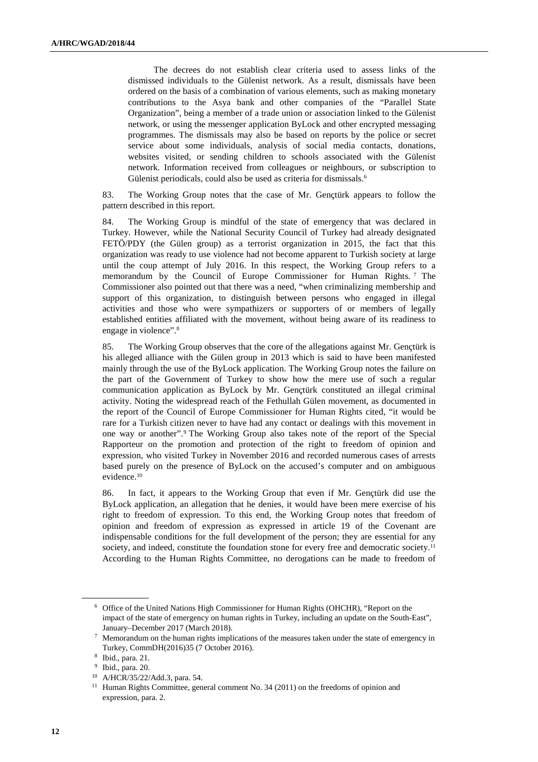The decrees do not establish clear criteria used to assess links of the dismissed individuals to the Gülenist network. As a result, dismissals have been ordered on the basis of a combination of various elements, such as making monetary contributions to the Asya bank and other companies of the "Parallel State Organization", being a member of a trade union or association linked to the Gülenist network, or using the messenger application ByLock and other encrypted messaging programmes. The dismissals may also be based on reports by the police or secret service about some individuals, analysis of social media contacts, donations, websites visited, or sending children to schools associated with the Gülenist network. Information received from colleagues or neighbours, or subscription to Gülenist periodicals, could also be used as criteria for dismissals.[6]

83. The Working Group notes that the case of Mr. Gençtürk appears to follow the pattern described in this report.

84. The Working Group is mindful of the state of emergency that was declared in Turkey. However, while the National Security Council of Turkey had already designated FETÖ/PDY (the Gülen group) as a terrorist organization in 2015, the fact that this organization was ready to use violence had not become apparent to Turkish society at large until the coup attempt of July 2016. In this respect, the Working Group refers to a memorandum by the Council of Europe Commissioner for Human Rights.[7] The Commissioner also pointed out that there was a need, "when criminalizing membership and support of this organization, to distinguish between persons who engaged in illegal activities and those who were sympathizers or supporters of or members of legally established entities affiliated with the movement, without being aware of its readiness to engage in violence".[8]

85. The Working Group observes that the core of the allegations against Mr. Gençtürk is his alleged alliance with the Gülen group in 2013 which is said to have been manifested mainly through the use of the ByLock application. The Working Group notes the failure on the part of the Government of Turkey to show how the mere use of such a regular communication application as ByLock by Mr. Gençtürk constituted an illegal criminal activity. Noting the widespread reach of the Fethullah Gülen movement, as documented in the report of the Council of Europe Commissioner for Human Rights cited, "it would be rare for a Turkish citizen never to have had any contact or dealings with this movement in one way or another".[9] The Working Group also takes note of the report of the Special Rapporteur on the promotion and protection of the right to freedom of opinion and expression, who visited Turkey in November 2016 and recorded numerous cases of arrests based purely on the presence of ByLock on the accused's computer and on ambiguous evidence.[10]

86. In fact, it appears to the Working Group that even if Mr. Gençtürk did use the ByLock application, an allegation that he denies, it would have been mere exercise of his right to freedom of expression. To this end, the Working Group notes that freedom of opinion and freedom of expression as expressed in article 19 of the Covenant are indispensable conditions for the full development of the person; they are essential for any society, and indeed, constitute the foundation stone for every free and democratic society.[11] According to the Human Rights Committee, no derogations can be made to freedom of

---

[6] Office of the United Nations High Commissioner for Human Rights (OHCHR), "Report on the impact of the state of emergency on human rights in Turkey, including an update on the South-East", January–December 2017 (March 2018).

[7] Memorandum on the human rights implications of the measures taken under the state of emergency in Turkey, CommDH(2016)35 (7 October 2016).

[8] Ibid., para. 21.

[9] Ibid., para. 20.

[10] A/HCR/35/22/Add.3, para. 54.

[11] Human Rights Committee, general comment No. 34 (2011) on the freedoms of opinion and expression, para. 2.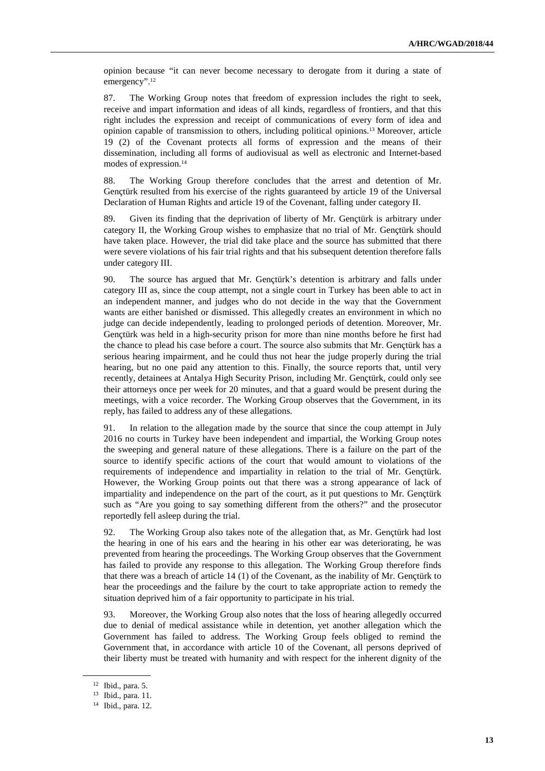opinion because "it can never become necessary to derogate from it during a state of emergency".[12]

87. The Working Group notes that freedom of expression includes the right to seek, receive and impart information and ideas of all kinds, regardless of frontiers, and that this right includes the expression and receipt of communications of every form of idea and opinion capable of transmission to others, including political opinions.[13] Moreover, article 19 (2) of the Covenant protects all forms of expression and the means of their dissemination, including all forms of audiovisual as well as electronic and Internet-based modes of expression.[14]

88. The Working Group therefore concludes that the arrest and detention of Mr. Gençtürk resulted from his exercise of the rights guaranteed by article 19 of the Universal Declaration of Human Rights and article 19 of the Covenant, falling under category II.

89. Given its finding that the deprivation of liberty of Mr. Gençtürk is arbitrary under category II, the Working Group wishes to emphasize that no trial of Mr. Gençtürk should have taken place. However, the trial did take place and the source has submitted that there were severe violations of his fair trial rights and that his subsequent detention therefore falls under category III.

90. The source has argued that Mr. Gençtürk's detention is arbitrary and falls under category III as, since the coup attempt, not a single court in Turkey has been able to act in an independent manner, and judges who do not decide in the way that the Government wants are either banished or dismissed. This allegedly creates an environment in which no judge can decide independently, leading to prolonged periods of detention. Moreover, Mr. Gençtürk was held in a high-security prison for more than nine months before he first had the chance to plead his case before a court. The source also submits that Mr. Gençtürk has a serious hearing impairment, and he could thus not hear the judge properly during the trial hearing, but no one paid any attention to this. Finally, the source reports that, until very recently, detainees at Antalya High Security Prison, including Mr. Gençtürk, could only see their attorneys once per week for 20 minutes, and that a guard would be present during the meetings, with a voice recorder. The Working Group observes that the Government, in its reply, has failed to address any of these allegations.

91. In relation to the allegation made by the source that since the coup attempt in July 2016 no courts in Turkey have been independent and impartial, the Working Group notes the sweeping and general nature of these allegations. There is a failure on the part of the source to identify specific actions of the court that would amount to violations of the requirements of independence and impartiality in relation to the trial of Mr. Gençtürk. However, the Working Group points out that there was a strong appearance of lack of impartiality and independence on the part of the court, as it put questions to Mr. Gençtürk such as "Are you going to say something different from the others?" and the prosecutor reportedly fell asleep during the trial.

92. The Working Group also takes note of the allegation that, as Mr. Gençtürk had lost the hearing in one of his ears and the hearing in his other ear was deteriorating, he was prevented from hearing the proceedings. The Working Group observes that the Government has failed to provide any response to this allegation. The Working Group therefore finds that there was a breach of article 14 (1) of the Covenant, as the inability of Mr. Gençtürk to hear the proceedings and the failure by the court to take appropriate action to remedy the situation deprived him of a fair opportunity to participate in his trial.

93. Moreover, the Working Group also notes that the loss of hearing allegedly occurred due to denial of medical assistance while in detention, yet another allegation which the Government has failed to address. The Working Group feels obliged to remind the Government that, in accordance with article 10 of the Covenant, all persons deprived of their liberty must be treated with humanity and with respect for the inherent dignity of the

[12] Ibid., para. 5.

[13] Ibid., para. 11.

[14] Ibid., para. 12.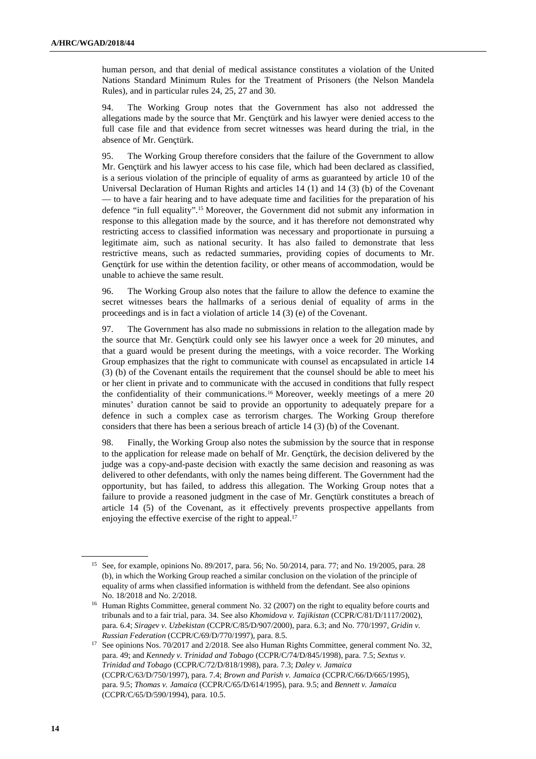human person, and that denial of medical assistance constitutes a violation of the United Nations Standard Minimum Rules for the Treatment of Prisoners (the Nelson Mandela Rules), and in particular rules 24, 25, 27 and 30.

94. The Working Group notes that the Government has also not addressed the allegations made by the source that Mr. Gençtürk and his lawyer were denied access to the full case file and that evidence from secret witnesses was heard during the trial, in the absence of Mr. Gençtürk.

95. The Working Group therefore considers that the failure of the Government to allow Mr. Gençtürk and his lawyer access to his case file, which had been declared as classified, is a serious violation of the principle of equality of arms as guaranteed by article 10 of the Universal Declaration of Human Rights and articles 14 (1) and 14 (3) (b) of the Covenant — to have a fair hearing and to have adequate time and facilities for the preparation of his defence "in full equality".[15] Moreover, the Government did not submit any information in response to this allegation made by the source, and it has therefore not demonstrated why restricting access to classified information was necessary and proportionate in pursuing a legitimate aim, such as national security. It has also failed to demonstrate that less restrictive means, such as redacted summaries, providing copies of documents to Mr. Gençtürk for use within the detention facility, or other means of accommodation, would be unable to achieve the same result.

96. The Working Group also notes that the failure to allow the defence to examine the secret witnesses bears the hallmarks of a serious denial of equality of arms in the proceedings and is in fact a violation of article 14 (3) (e) of the Covenant.

97. The Government has also made no submissions in relation to the allegation made by the source that Mr. Gençtürk could only see his lawyer once a week for 20 minutes, and that a guard would be present during the meetings, with a voice recorder. The Working Group emphasizes that the right to communicate with counsel as encapsulated in article 14 (3) (b) of the Covenant entails the requirement that the counsel should be able to meet his or her client in private and to communicate with the accused in conditions that fully respect the confidentiality of their communications.[16] Moreover, weekly meetings of a mere 20 minutes' duration cannot be said to provide an opportunity to adequately prepare for a defence in such a complex case as terrorism charges. The Working Group therefore considers that there has been a serious breach of article 14 (3) (b) of the Covenant.

98. Finally, the Working Group also notes the submission by the source that in response to the application for release made on behalf of Mr. Gençtürk, the decision delivered by the judge was a copy-and-paste decision with exactly the same decision and reasoning as was delivered to other defendants, with only the names being different. The Government had the opportunity, but has failed, to address this allegation. The Working Group notes that a failure to provide a reasoned judgment in the case of Mr. Gençtürk constitutes a breach of article 14 (5) of the Covenant, as it effectively prevents prospective appellants from enjoying the effective exercise of the right to appeal.[17]

---

[15] See, for example, opinions No. 89/2017, para. 56; No. 50/2014, para. 77; and No. 19/2005, para. 28 (b), in which the Working Group reached a similar conclusion on the violation of the principle of equality of arms when classified information is withheld from the defendant. See also opinions No. 18/2018 and No. 2/2018.

[16] Human Rights Committee, general comment No. 32 (2007) on the right to equality before courts and tribunals and to a fair trial, para. 34. See also *Khomidova v. Tajikistan* (CCPR/C/81/D/1117/2002), para. 6.4; *Siragev v. Uzbekistan* (CCPR/C/85/D/907/2000), para. 6.3; and No. 770/1997, *Gridin v. Russian Federation* (CCPR/C/69/D/770/1997), para. 8.5.

[17] See opinions Nos. 70/2017 and 2/2018. See also Human Rights Committee, general comment No. 32, para. 49; and *Kennedy v. Trinidad and Tobago* (CCPR/C/74/D/845/1998), para. 7.5; *Sextus v. Trinidad and Tobago* (CCPR/C/72/D/818/1998), para. 7.3; *Daley v. Jamaica* (CCPR/C/63/D/750/1997), para. 7.4; *Brown and Parish v. Jamaica* (CCPR/C/66/D/665/1995), para. 9.5; *Thomas v. Jamaica* (CCPR/C/65/D/614/1995), para. 9.5; and *Bennett v. Jamaica* (CCPR/C/65/D/590/1994), para. 10.5.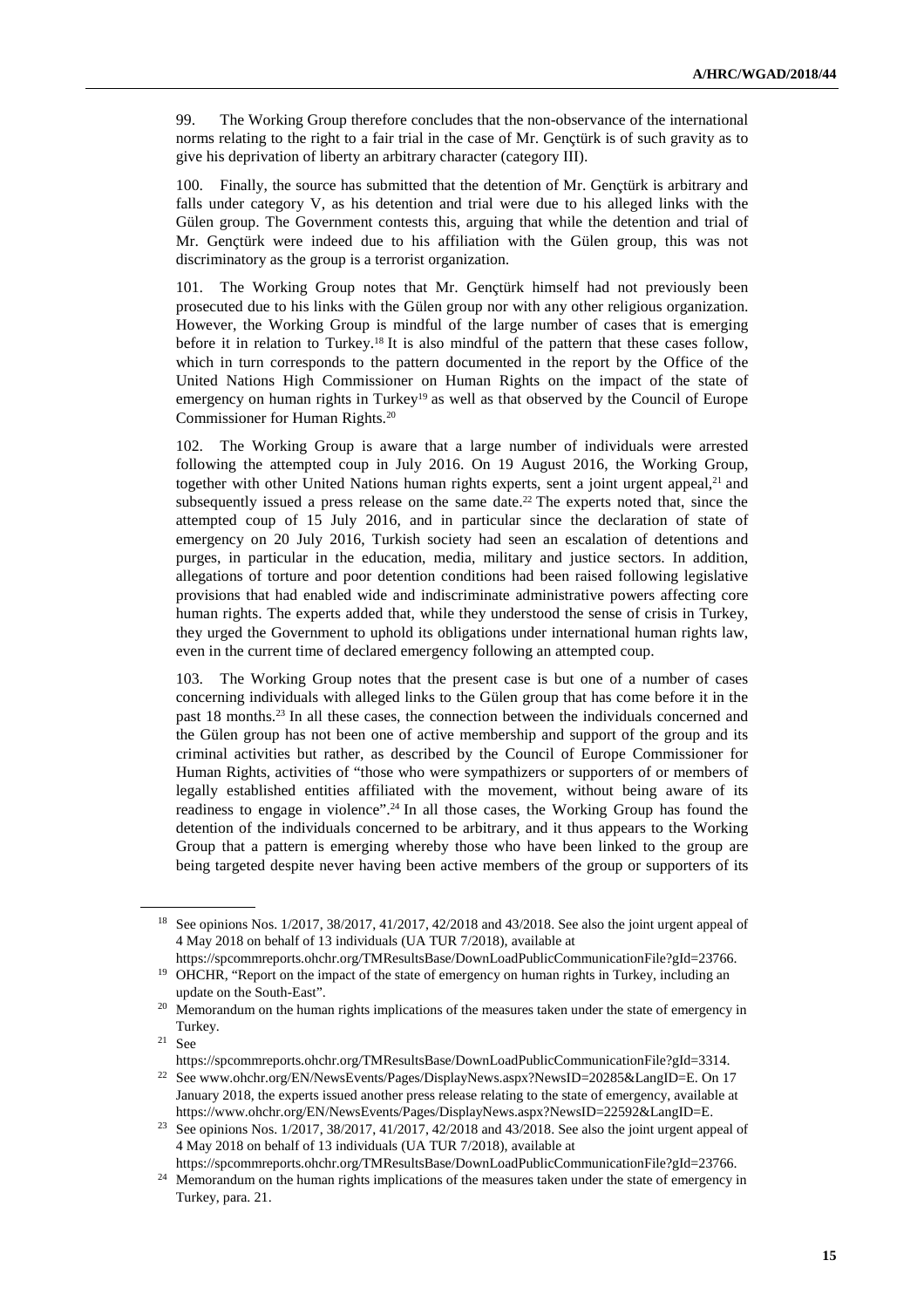99. The Working Group therefore concludes that the non-observance of the international norms relating to the right to a fair trial in the case of Mr. Gençtürk is of such gravity as to give his deprivation of liberty an arbitrary character (category III).

100. Finally, the source has submitted that the detention of Mr. Gençtürk is arbitrary and falls under category V, as his detention and trial were due to his alleged links with the Gülen group. The Government contests this, arguing that while the detention and trial of Mr. Gençtürk were indeed due to his affiliation with the Gülen group, this was not discriminatory as the group is a terrorist organization.

101. The Working Group notes that Mr. Gençtürk himself had not previously been prosecuted due to his links with the Gülen group nor with any other religious organization. However, the Working Group is mindful of the large number of cases that is emerging before it in relation to Turkey.[18] It is also mindful of the pattern that these cases follow, which in turn corresponds to the pattern documented in the report by the Office of the United Nations High Commissioner on Human Rights on the impact of the state of emergency on human rights in Turkey[19] as well as that observed by the Council of Europe Commissioner for Human Rights.[20]

102. The Working Group is aware that a large number of individuals were arrested following the attempted coup in July 2016. On 19 August 2016, the Working Group, together with other United Nations human rights experts, sent a joint urgent appeal,[21] and subsequently issued a press release on the same date.[22] The experts noted that, since the attempted coup of 15 July 2016, and in particular since the declaration of state of emergency on 20 July 2016, Turkish society had seen an escalation of detentions and purges, in particular in the education, media, military and justice sectors. In addition, allegations of torture and poor detention conditions had been raised following legislative provisions that had enabled wide and indiscriminate administrative powers affecting core human rights. The experts added that, while they understood the sense of crisis in Turkey, they urged the Government to uphold its obligations under international human rights law, even in the current time of declared emergency following an attempted coup.

103. The Working Group notes that the present case is but one of a number of cases concerning individuals with alleged links to the Gülen group that has come before it in the past 18 months.[23] In all these cases, the connection between the individuals concerned and the Gülen group has not been one of active membership and support of the group and its criminal activities but rather, as described by the Council of Europe Commissioner for Human Rights, activities of "those who were sympathizers or supporters of or members of legally established entities affiliated with the movement, without being aware of its readiness to engage in violence".[24] In all those cases, the Working Group has found the detention of the individuals concerned to be arbitrary, and it thus appears to the Working Group that a pattern is emerging whereby those who have been linked to the group are being targeted despite never having been active members of the group or supporters of its

---

[18] See opinions Nos. 1/2017, 38/2017, 41/2017, 42/2018 and 43/2018. See also the joint urgent appeal of 4 May 2018 on behalf of 13 individuals (UA TUR 7/2018), available at https://spcommreports.ohchr.org/TMResultsBase/DownLoadPublicCommunicationFile?gId=23766.

[19] OHCHR, "Report on the impact of the state of emergency on human rights in Turkey, including an update on the South-East".

[20] Memorandum on the human rights implications of the measures taken under the state of emergency in Turkey.

[21] See https://spcommreports.ohchr.org/TMResultsBase/DownLoadPublicCommunicationFile?gId=3314.

[22] See www.ohchr.org/EN/NewsEvents/Pages/DisplayNews.aspx?NewsID=20285&LangID=E. On 17 January 2018, the experts issued another press release relating to the state of emergency, available at https://www.ohchr.org/EN/NewsEvents/Pages/DisplayNews.aspx?NewsID=22592&LangID=E.

[23] See opinions Nos. 1/2017, 38/2017, 41/2017, 42/2018 and 43/2018. See also the joint urgent appeal of 4 May 2018 on behalf of 13 individuals (UA TUR 7/2018), available at https://spcommreports.ohchr.org/TMResultsBase/DownLoadPublicCommunicationFile?gId=23766.

[24] Memorandum on the human rights implications of the measures taken under the state of emergency in Turkey, para. 21.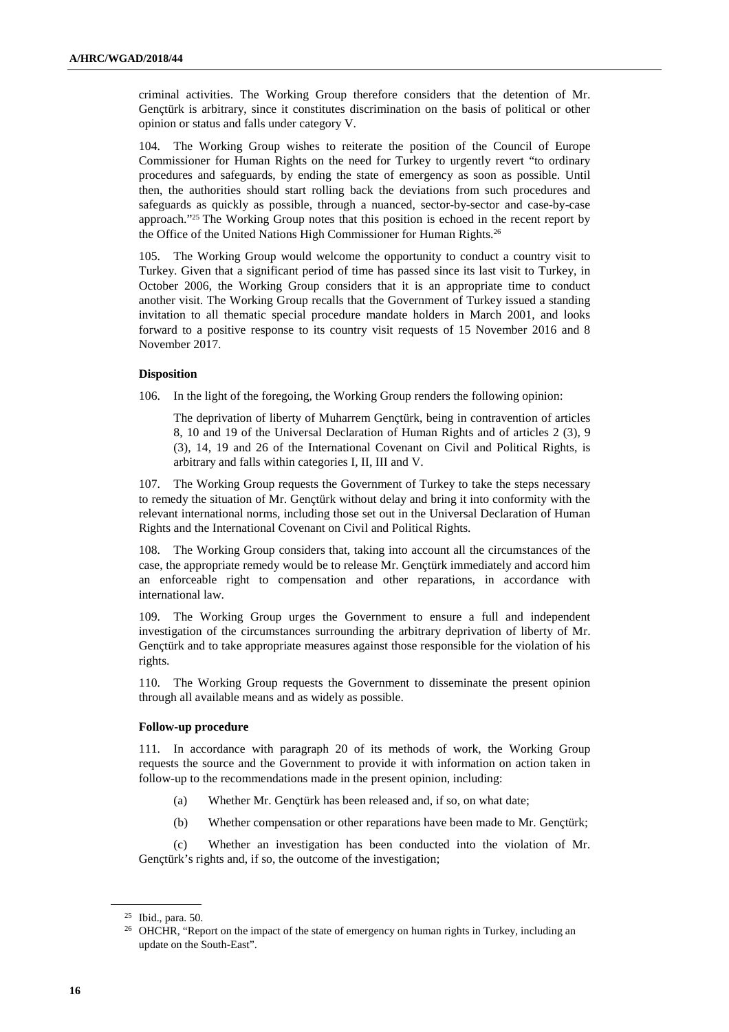criminal activities. The Working Group therefore considers that the detention of Mr. Gençtürk is arbitrary, since it constitutes discrimination on the basis of political or other opinion or status and falls under category V.

104. The Working Group wishes to reiterate the position of the Council of Europe Commissioner for Human Rights on the need for Turkey to urgently revert "to ordinary procedures and safeguards, by ending the state of emergency as soon as possible. Until then, the authorities should start rolling back the deviations from such procedures and safeguards as quickly as possible, through a nuanced, sector-by-sector and case-by-case approach."[25] The Working Group notes that this position is echoed in the recent report by the Office of the United Nations High Commissioner for Human Rights.[26]

105. The Working Group would welcome the opportunity to conduct a country visit to Turkey. Given that a significant period of time has passed since its last visit to Turkey, in October 2006, the Working Group considers that it is an appropriate time to conduct another visit. The Working Group recalls that the Government of Turkey issued a standing invitation to all thematic special procedure mandate holders in March 2001, and looks forward to a positive response to its country visit requests of 15 November 2016 and 8 November 2017.

### Disposition

106. In the light of the foregoing, the Working Group renders the following opinion:

> The deprivation of liberty of Muharrem Gençtürk, being in contravention of articles 8, 10 and 19 of the Universal Declaration of Human Rights and of articles 2 (3), 9 (3), 14, 19 and 26 of the International Covenant on Civil and Political Rights, is arbitrary and falls within categories I, II, III and V.

107. The Working Group requests the Government of Turkey to take the steps necessary to remedy the situation of Mr. Gençtürk without delay and bring it into conformity with the relevant international norms, including those set out in the Universal Declaration of Human Rights and the International Covenant on Civil and Political Rights.

108. The Working Group considers that, taking into account all the circumstances of the case, the appropriate remedy would be to release Mr. Gençtürk immediately and accord him an enforceable right to compensation and other reparations, in accordance with international law.

109. The Working Group urges the Government to ensure a full and independent investigation of the circumstances surrounding the arbitrary deprivation of liberty of Mr. Gençtürk and to take appropriate measures against those responsible for the violation of his rights.

110. The Working Group requests the Government to disseminate the present opinion through all available means and as widely as possible.

### Follow-up procedure

111. In accordance with paragraph 20 of its methods of work, the Working Group requests the source and the Government to provide it with information on action taken in follow-up to the recommendations made in the present opinion, including:

(a) Whether Mr. Gençtürk has been released and, if so, on what date;

(b) Whether compensation or other reparations have been made to Mr. Gençtürk;

(c) Whether an investigation has been conducted into the violation of Mr. Gençtürk's rights and, if so, the outcome of the investigation;

---

[25] Ibid., para. 50.

[26] OHCHR, "Report on the impact of the state of emergency on human rights in Turkey, including an update on the South-East".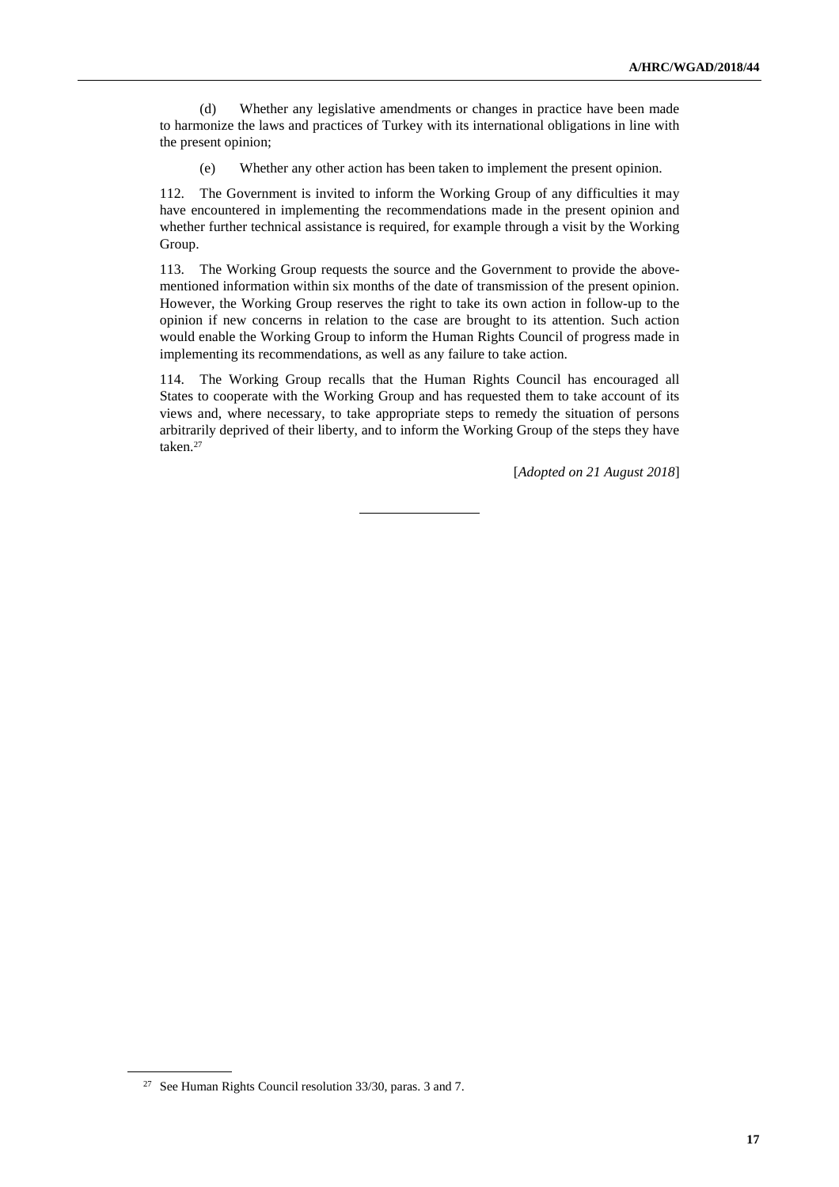(d) Whether any legislative amendments or changes in practice have been made to harmonize the laws and practices of Turkey with its international obligations in line with the present opinion;

(e) Whether any other action has been taken to implement the present opinion.

112. The Government is invited to inform the Working Group of any difficulties it may have encountered in implementing the recommendations made in the present opinion and whether further technical assistance is required, for example through a visit by the Working Group.

113. The Working Group requests the source and the Government to provide the above-mentioned information within six months of the date of transmission of the present opinion. However, the Working Group reserves the right to take its own action in follow-up to the opinion if new concerns in relation to the case are brought to its attention. Such action would enable the Working Group to inform the Human Rights Council of progress made in implementing its recommendations, as well as any failure to take action.

114. The Working Group recalls that the Human Rights Council has encouraged all States to cooperate with the Working Group and has requested them to take account of its views and, where necessary, to take appropriate steps to remedy the situation of persons arbitrarily deprived of their liberty, and to inform the Working Group of the steps they have taken.[27]

[*Adopted on 21 August 2018*]

---

[27] See Human Rights Council resolution 33/30, paras. 3 and 7.